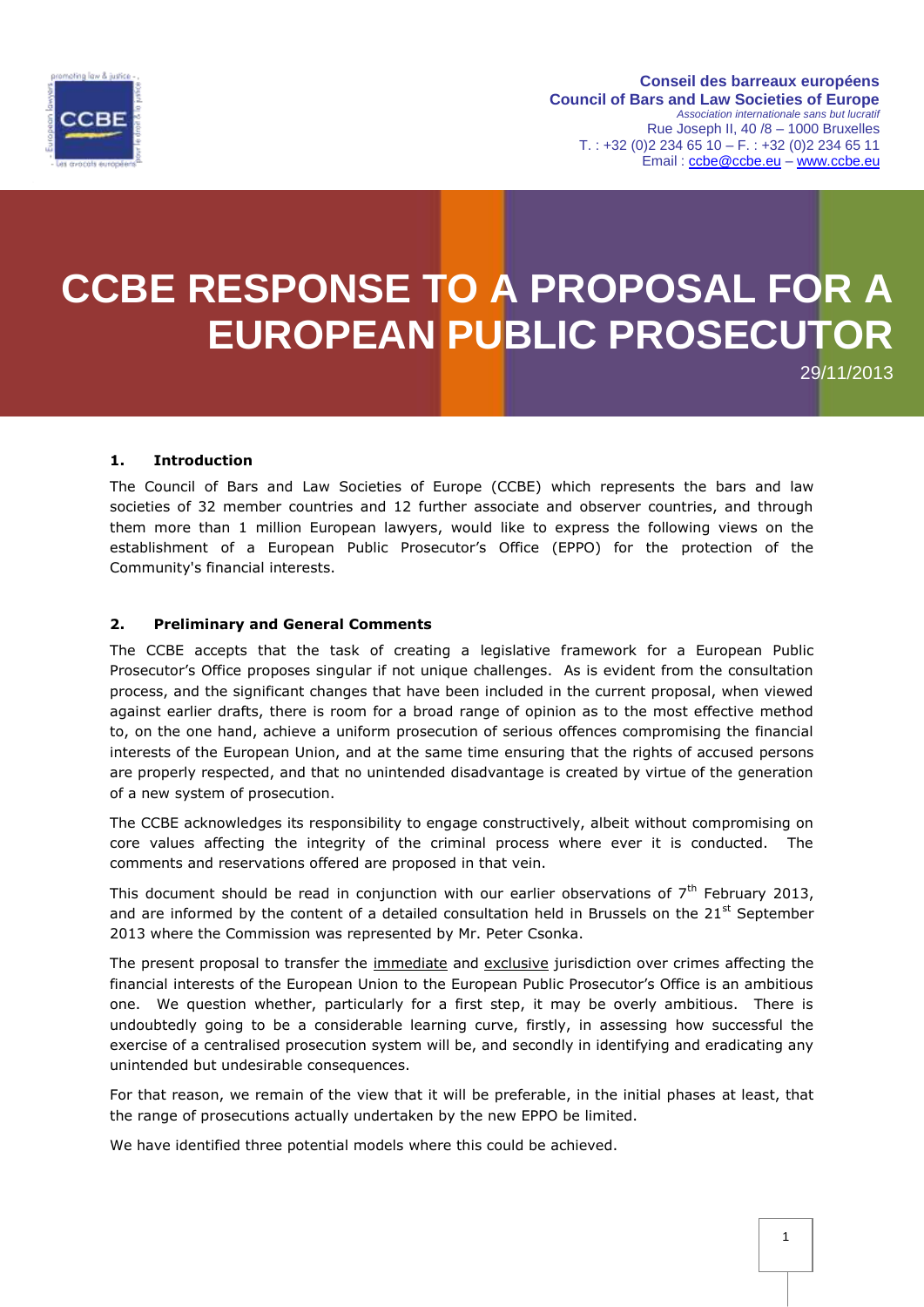Conseil des barreaux européens
Council of Bars and Law Societies of Europe
*Association internationale sans but lucratif*
Rue Joseph II, 40 /8 – 1000 Bruxelles
T. : +32 (0)2 234 65 10 – F. : +32 (0)2 234 65 11
Email : ccbe@ccbe.eu – www.ccbe.eu

# CCBE RESPONSE TO A PROPOSAL FOR A EUROPEAN PUBLIC PROSECUTOR

29/11/2013

## 1. Introduction

The Council of Bars and Law Societies of Europe (CCBE) which represents the bars and law societies of 32 member countries and 12 further associate and observer countries, and through them more than 1 million European lawyers, would like to express the following views on the establishment of a European Public Prosecutor's Office (EPPO) for the protection of the Community's financial interests.

## 2. Preliminary and General Comments

The CCBE accepts that the task of creating a legislative framework for a European Public Prosecutor's Office proposes singular if not unique challenges. As is evident from the consultation process, and the significant changes that have been included in the current proposal, when viewed against earlier drafts, there is room for a broad range of opinion as to the most effective method to, on the one hand, achieve a uniform prosecution of serious offences compromising the financial interests of the European Union, and at the same time ensuring that the rights of accused persons are properly respected, and that no unintended disadvantage is created by virtue of the generation of a new system of prosecution.

The CCBE acknowledges its responsibility to engage constructively, albeit without compromising on core values affecting the integrity of the criminal process where ever it is conducted. The comments and reservations offered are proposed in that vein.

This document should be read in conjunction with our earlier observations of 7th February 2013, and are informed by the content of a detailed consultation held in Brussels on the 21st September 2013 where the Commission was represented by Mr. Peter Csonka.

The present proposal to transfer the immediate and exclusive jurisdiction over crimes affecting the financial interests of the European Union to the European Public Prosecutor's Office is an ambitious one. We question whether, particularly for a first step, it may be overly ambitious. There is undoubtedly going to be a considerable learning curve, firstly, in assessing how successful the exercise of a centralised prosecution system will be, and secondly in identifying and eradicating any unintended but undesirable consequences.

For that reason, we remain of the view that it will be preferable, in the initial phases at least, that the range of prosecutions actually undertaken by the new EPPO be limited.

We have identified three potential models where this could be achieved.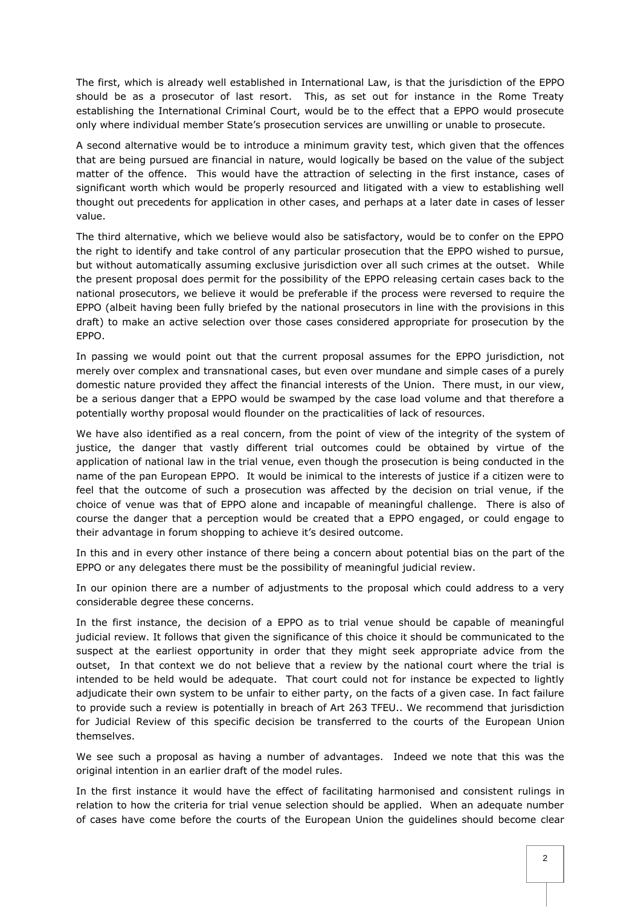The first, which is already well established in International Law, is that the jurisdiction of the EPPO should be as a prosecutor of last resort. This, as set out for instance in the Rome Treaty establishing the International Criminal Court, would be to the effect that a EPPO would prosecute only where individual member State's prosecution services are unwilling or unable to prosecute.

A second alternative would be to introduce a minimum gravity test, which given that the offences that are being pursued are financial in nature, would logically be based on the value of the subject matter of the offence. This would have the attraction of selecting in the first instance, cases of significant worth which would be properly resourced and litigated with a view to establishing well thought out precedents for application in other cases, and perhaps at a later date in cases of lesser value.

The third alternative, which we believe would also be satisfactory, would be to confer on the EPPO the right to identify and take control of any particular prosecution that the EPPO wished to pursue, but without automatically assuming exclusive jurisdiction over all such crimes at the outset. While the present proposal does permit for the possibility of the EPPO releasing certain cases back to the national prosecutors, we believe it would be preferable if the process were reversed to require the EPPO (albeit having been fully briefed by the national prosecutors in line with the provisions in this draft) to make an active selection over those cases considered appropriate for prosecution by the EPPO.

In passing we would point out that the current proposal assumes for the EPPO jurisdiction, not merely over complex and transnational cases, but even over mundane and simple cases of a purely domestic nature provided they affect the financial interests of the Union. There must, in our view, be a serious danger that a EPPO would be swamped by the case load volume and that therefore a potentially worthy proposal would flounder on the practicalities of lack of resources.

We have also identified as a real concern, from the point of view of the integrity of the system of justice, the danger that vastly different trial outcomes could be obtained by virtue of the application of national law in the trial venue, even though the prosecution is being conducted in the name of the pan European EPPO. It would be inimical to the interests of justice if a citizen were to feel that the outcome of such a prosecution was affected by the decision on trial venue, if the choice of venue was that of EPPO alone and incapable of meaningful challenge. There is also of course the danger that a perception would be created that a EPPO engaged, or could engage to their advantage in forum shopping to achieve it's desired outcome.

In this and in every other instance of there being a concern about potential bias on the part of the EPPO or any delegates there must be the possibility of meaningful judicial review.

In our opinion there are a number of adjustments to the proposal which could address to a very considerable degree these concerns.

In the first instance, the decision of a EPPO as to trial venue should be capable of meaningful judicial review. It follows that given the significance of this choice it should be communicated to the suspect at the earliest opportunity in order that they might seek appropriate advice from the outset, In that context we do not believe that a review by the national court where the trial is intended to be held would be adequate. That court could not for instance be expected to lightly adjudicate their own system to be unfair to either party, on the facts of a given case. In fact failure to provide such a review is potentially in breach of Art 263 TFEU.. We recommend that jurisdiction for Judicial Review of this specific decision be transferred to the courts of the European Union themselves.

We see such a proposal as having a number of advantages. Indeed we note that this was the original intention in an earlier draft of the model rules.

In the first instance it would have the effect of facilitating harmonised and consistent rulings in relation to how the criteria for trial venue selection should be applied. When an adequate number of cases have come before the courts of the European Union the guidelines should become clear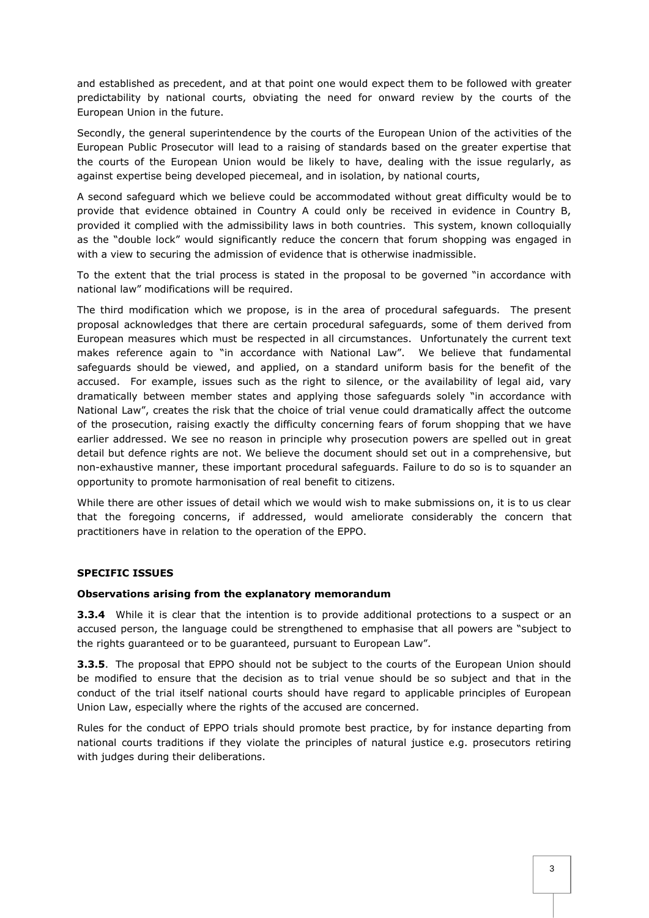and established as precedent, and at that point one would expect them to be followed with greater predictability by national courts, obviating the need for onward review by the courts of the European Union in the future.

Secondly, the general superintendence by the courts of the European Union of the activities of the European Public Prosecutor will lead to a raising of standards based on the greater expertise that the courts of the European Union would be likely to have, dealing with the issue regularly, as against expertise being developed piecemeal, and in isolation, by national courts,

A second safeguard which we believe could be accommodated without great difficulty would be to provide that evidence obtained in Country A could only be received in evidence in Country B, provided it complied with the admissibility laws in both countries. This system, known colloquially as the "double lock" would significantly reduce the concern that forum shopping was engaged in with a view to securing the admission of evidence that is otherwise inadmissible.

To the extent that the trial process is stated in the proposal to be governed "in accordance with national law" modifications will be required.

The third modification which we propose, is in the area of procedural safeguards. The present proposal acknowledges that there are certain procedural safeguards, some of them derived from European measures which must be respected in all circumstances. Unfortunately the current text makes reference again to "in accordance with National Law". We believe that fundamental safeguards should be viewed, and applied, on a standard uniform basis for the benefit of the accused. For example, issues such as the right to silence, or the availability of legal aid, vary dramatically between member states and applying those safeguards solely "in accordance with National Law", creates the risk that the choice of trial venue could dramatically affect the outcome of the prosecution, raising exactly the difficulty concerning fears of forum shopping that we have earlier addressed. We see no reason in principle why prosecution powers are spelled out in great detail but defence rights are not. We believe the document should set out in a comprehensive, but non-exhaustive manner, these important procedural safeguards. Failure to do so is to squander an opportunity to promote harmonisation of real benefit to citizens.

While there are other issues of detail which we would wish to make submissions on, it is to us clear that the foregoing concerns, if addressed, would ameliorate considerably the concern that practitioners have in relation to the operation of the EPPO.

**SPECIFIC ISSUES**

**Observations arising from the explanatory memorandum**

**3.3.4** While it is clear that the intention is to provide additional protections to a suspect or an accused person, the language could be strengthened to emphasise that all powers are "subject to the rights guaranteed or to be guaranteed, pursuant to European Law".

**3.3.5**. The proposal that EPPO should not be subject to the courts of the European Union should be modified to ensure that the decision as to trial venue should be so subject and that in the conduct of the trial itself national courts should have regard to applicable principles of European Union Law, especially where the rights of the accused are concerned.

Rules for the conduct of EPPO trials should promote best practice, by for instance departing from national courts traditions if they violate the principles of natural justice e.g. prosecutors retiring with judges during their deliberations.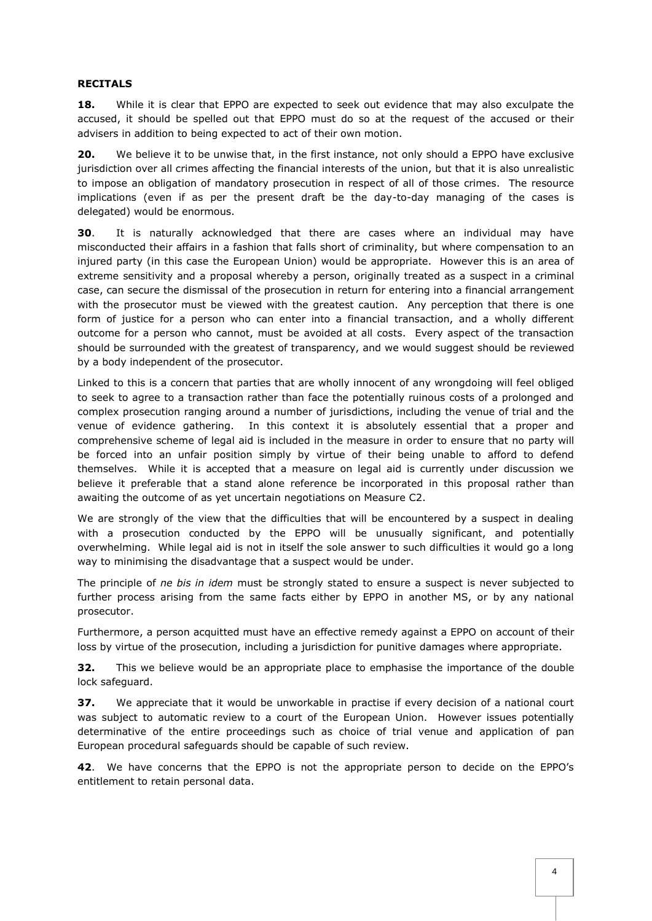**RECITALS**

**18.** While it is clear that EPPO are expected to seek out evidence that may also exculpate the accused, it should be spelled out that EPPO must do so at the request of the accused or their advisers in addition to being expected to act of their own motion.

**20.** We believe it to be unwise that, in the first instance, not only should a EPPO have exclusive jurisdiction over all crimes affecting the financial interests of the union, but that it is also unrealistic to impose an obligation of mandatory prosecution in respect of all of those crimes. The resource implications (even if as per the present draft be the day-to-day managing of the cases is delegated) would be enormous.

**30**. It is naturally acknowledged that there are cases where an individual may have misconducted their affairs in a fashion that falls short of criminality, but where compensation to an injured party (in this case the European Union) would be appropriate. However this is an area of extreme sensitivity and a proposal whereby a person, originally treated as a suspect in a criminal case, can secure the dismissal of the prosecution in return for entering into a financial arrangement with the prosecutor must be viewed with the greatest caution. Any perception that there is one form of justice for a person who can enter into a financial transaction, and a wholly different outcome for a person who cannot, must be avoided at all costs. Every aspect of the transaction should be surrounded with the greatest of transparency, and we would suggest should be reviewed by a body independent of the prosecutor.

Linked to this is a concern that parties that are wholly innocent of any wrongdoing will feel obliged to seek to agree to a transaction rather than face the potentially ruinous costs of a prolonged and complex prosecution ranging around a number of jurisdictions, including the venue of trial and the venue of evidence gathering. In this context it is absolutely essential that a proper and comprehensive scheme of legal aid is included in the measure in order to ensure that no party will be forced into an unfair position simply by virtue of their being unable to afford to defend themselves. While it is accepted that a measure on legal aid is currently under discussion we believe it preferable that a stand alone reference be incorporated in this proposal rather than awaiting the outcome of as yet uncertain negotiations on Measure C2.

We are strongly of the view that the difficulties that will be encountered by a suspect in dealing with a prosecution conducted by the EPPO will be unusually significant, and potentially overwhelming. While legal aid is not in itself the sole answer to such difficulties it would go a long way to minimising the disadvantage that a suspect would be under.

The principle of *ne bis in idem* must be strongly stated to ensure a suspect is never subjected to further process arising from the same facts either by EPPO in another MS, or by any national prosecutor.

Furthermore, a person acquitted must have an effective remedy against a EPPO on account of their loss by virtue of the prosecution, including a jurisdiction for punitive damages where appropriate.

**32.** This we believe would be an appropriate place to emphasise the importance of the double lock safeguard.

**37.** We appreciate that it would be unworkable in practise if every decision of a national court was subject to automatic review to a court of the European Union. However issues potentially determinative of the entire proceedings such as choice of trial venue and application of pan European procedural safeguards should be capable of such review.

**42**. We have concerns that the EPPO is not the appropriate person to decide on the EPPO's entitlement to retain personal data.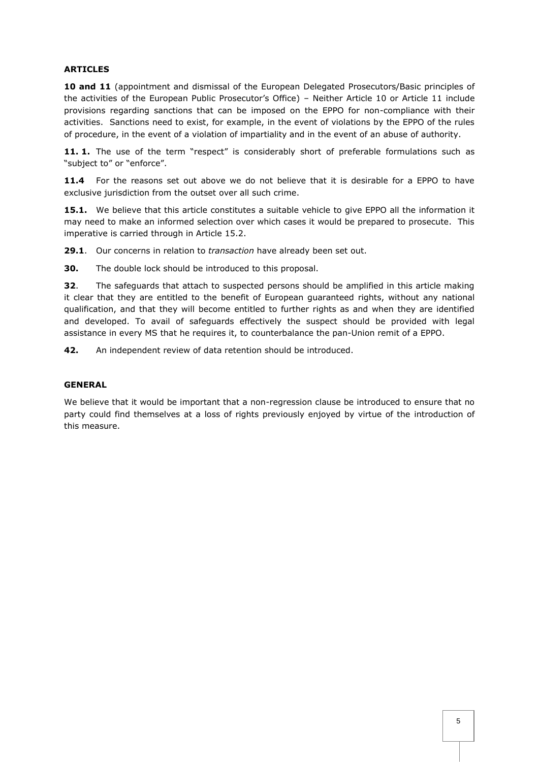**ARTICLES**

**10 and 11** (appointment and dismissal of the European Delegated Prosecutors/Basic principles of the activities of the European Public Prosecutor's Office) – Neither Article 10 or Article 11 include provisions regarding sanctions that can be imposed on the EPPO for non-compliance with their activities. Sanctions need to exist, for example, in the event of violations by the EPPO of the rules of procedure, in the event of a violation of impartiality and in the event of an abuse of authority.

**11. 1.** The use of the term "respect" is considerably short of preferable formulations such as "subject to" or "enforce".

**11.4** For the reasons set out above we do not believe that it is desirable for a EPPO to have exclusive jurisdiction from the outset over all such crime.

**15.1.** We believe that this article constitutes a suitable vehicle to give EPPO all the information it may need to make an informed selection over which cases it would be prepared to prosecute. This imperative is carried through in Article 15.2.

**29.1**. Our concerns in relation to *transaction* have already been set out.

**30.** The double lock should be introduced to this proposal.

**32**. The safeguards that attach to suspected persons should be amplified in this article making it clear that they are entitled to the benefit of European guaranteed rights, without any national qualification, and that they will become entitled to further rights as and when they are identified and developed. To avail of safeguards effectively the suspect should be provided with legal assistance in every MS that he requires it, to counterbalance the pan-Union remit of a EPPO.

**42.** An independent review of data retention should be introduced.

**GENERAL**

We believe that it would be important that a non-regression clause be introduced to ensure that no party could find themselves at a loss of rights previously enjoyed by virtue of the introduction of this measure.